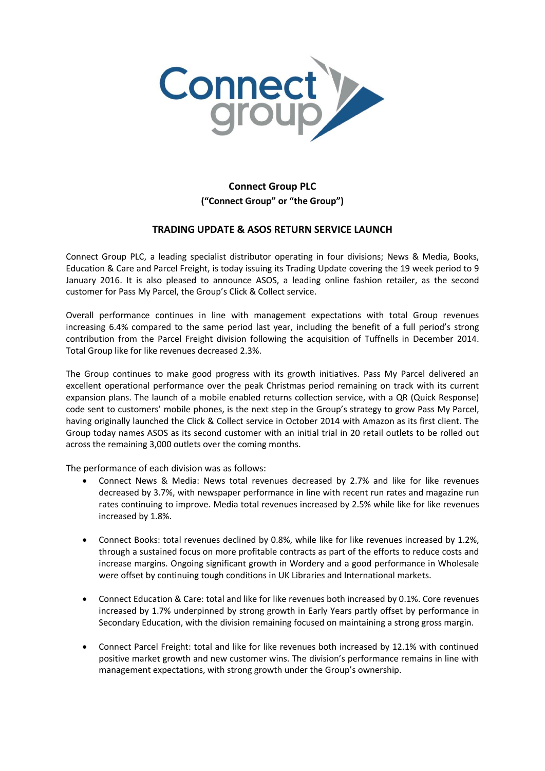**Connect Group PLC**
**("Connect Group" or "the Group")**

**TRADING UPDATE & ASOS RETURN SERVICE LAUNCH**

Connect Group PLC, a leading specialist distributor operating in four divisions; News & Media, Books, Education & Care and Parcel Freight, is today issuing its Trading Update covering the 19 week period to 9 January 2016. It is also pleased to announce ASOS, a leading online fashion retailer, as the second customer for Pass My Parcel, the Group's Click & Collect service.

Overall performance continues in line with management expectations with total Group revenues increasing 6.4% compared to the same period last year, including the benefit of a full period's strong contribution from the Parcel Freight division following the acquisition of Tuffnells in December 2014. Total Group like for like revenues decreased 2.3%.

The Group continues to make good progress with its growth initiatives. Pass My Parcel delivered an excellent operational performance over the peak Christmas period remaining on track with its current expansion plans. The launch of a mobile enabled returns collection service, with a QR (Quick Response) code sent to customers' mobile phones, is the next step in the Group's strategy to grow Pass My Parcel, having originally launched the Click & Collect service in October 2014 with Amazon as its first client. The Group today names ASOS as its second customer with an initial trial in 20 retail outlets to be rolled out across the remaining 3,000 outlets over the coming months.

The performance of each division was as follows:

- Connect News & Media: News total revenues decreased by 2.7% and like for like revenues decreased by 3.7%, with newspaper performance in line with recent run rates and magazine run rates continuing to improve. Media total revenues increased by 2.5% while like for like revenues increased by 1.8%.
- Connect Books: total revenues declined by 0.8%, while like for like revenues increased by 1.2%, through a sustained focus on more profitable contracts as part of the efforts to reduce costs and increase margins. Ongoing significant growth in Wordery and a good performance in Wholesale were offset by continuing tough conditions in UK Libraries and International markets.
- Connect Education & Care: total and like for like revenues both increased by 0.1%. Core revenues increased by 1.7% underpinned by strong growth in Early Years partly offset by performance in Secondary Education, with the division remaining focused on maintaining a strong gross margin.
- Connect Parcel Freight: total and like for like revenues both increased by 12.1% with continued positive market growth and new customer wins. The division's performance remains in line with management expectations, with strong growth under the Group's ownership.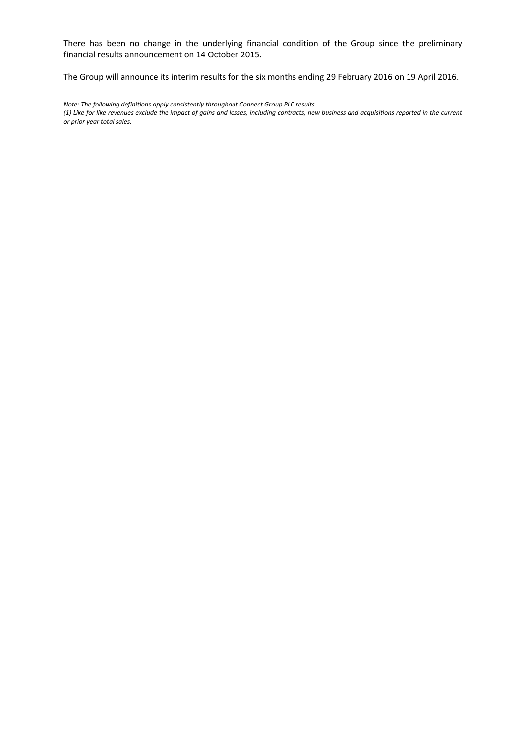There has been no change in the underlying financial condition of the Group since the preliminary financial results announcement on 14 October 2015.

The Group will announce its interim results for the six months ending 29 February 2016 on 19 April 2016.

*Note: The following definitions apply consistently throughout Connect Group PLC results*
*(1) Like for like revenues exclude the impact of gains and losses, including contracts, new business and acquisitions reported in the current or prior year total sales.*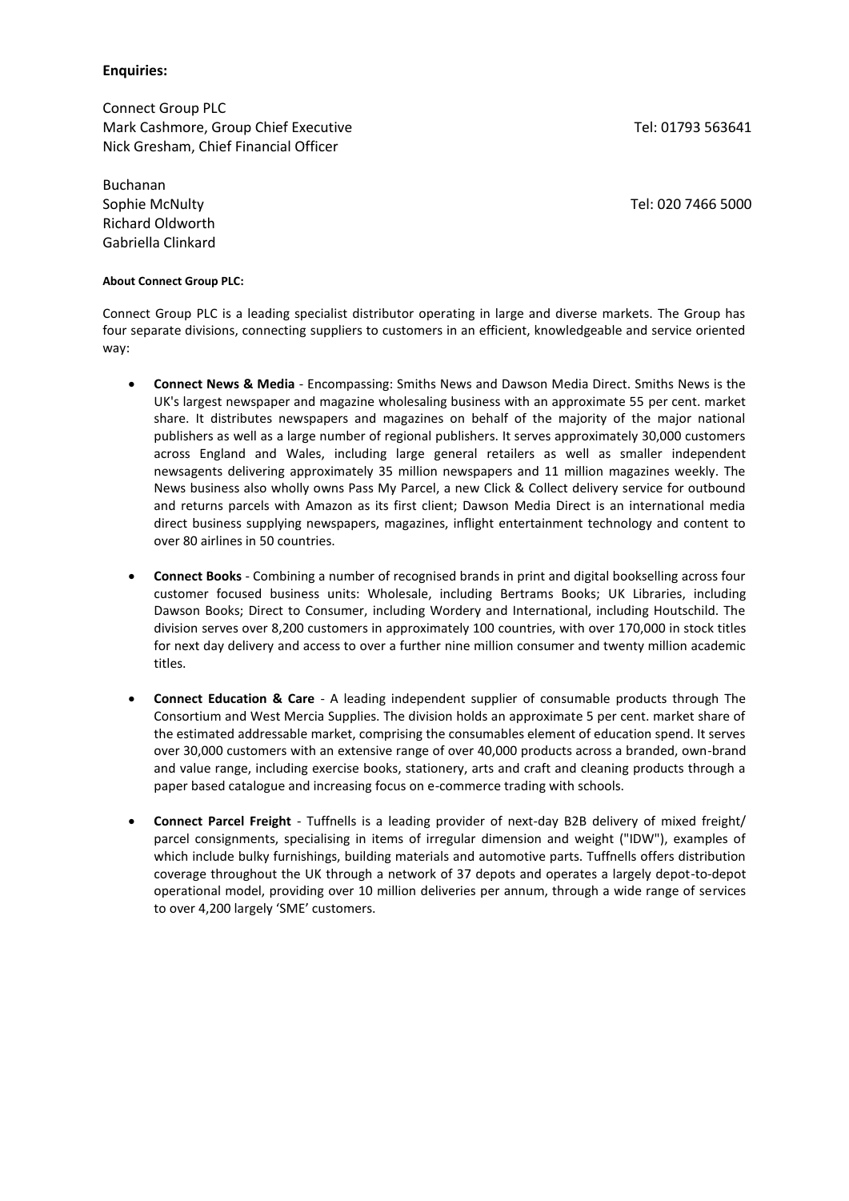**Enquiries:**

Connect Group PLC
Mark Cashmore, Group Chief Executive — Tel: 01793 563641
Nick Gresham, Chief Financial Officer

Buchanan
Sophie McNulty — Tel: 020 7466 5000
Richard Oldworth
Gabriella Clinkard

**About Connect Group PLC:**

Connect Group PLC is a leading specialist distributor operating in large and diverse markets. The Group has four separate divisions, connecting suppliers to customers in an efficient, knowledgeable and service oriented way:

- **Connect News & Media** - Encompassing: Smiths News and Dawson Media Direct. Smiths News is the UK's largest newspaper and magazine wholesaling business with an approximate 55 per cent. market share. It distributes newspapers and magazines on behalf of the majority of the major national publishers as well as a large number of regional publishers. It serves approximately 30,000 customers across England and Wales, including large general retailers as well as smaller independent newsagents delivering approximately 35 million newspapers and 11 million magazines weekly. The News business also wholly owns Pass My Parcel, a new Click & Collect delivery service for outbound and returns parcels with Amazon as its first client; Dawson Media Direct is an international media direct business supplying newspapers, magazines, inflight entertainment technology and content to over 80 airlines in 50 countries.

- **Connect Books** - Combining a number of recognised brands in print and digital bookselling across four customer focused business units: Wholesale, including Bertrams Books; UK Libraries, including Dawson Books; Direct to Consumer, including Wordery and International, including Houtschild. The division serves over 8,200 customers in approximately 100 countries, with over 170,000 in stock titles for next day delivery and access to over a further nine million consumer and twenty million academic titles.

- **Connect Education & Care** - A leading independent supplier of consumable products through The Consortium and West Mercia Supplies. The division holds an approximate 5 per cent. market share of the estimated addressable market, comprising the consumables element of education spend. It serves over 30,000 customers with an extensive range of over 40,000 products across a branded, own-brand and value range, including exercise books, stationery, arts and craft and cleaning products through a paper based catalogue and increasing focus on e-commerce trading with schools.

- **Connect Parcel Freight** - Tuffnells is a leading provider of next-day B2B delivery of mixed freight/ parcel consignments, specialising in items of irregular dimension and weight ("IDW"), examples of which include bulky furnishings, building materials and automotive parts. Tuffnells offers distribution coverage throughout the UK through a network of 37 depots and operates a largely depot-to-depot operational model, providing over 10 million deliveries per annum, through a wide range of services to over 4,200 largely 'SME' customers.